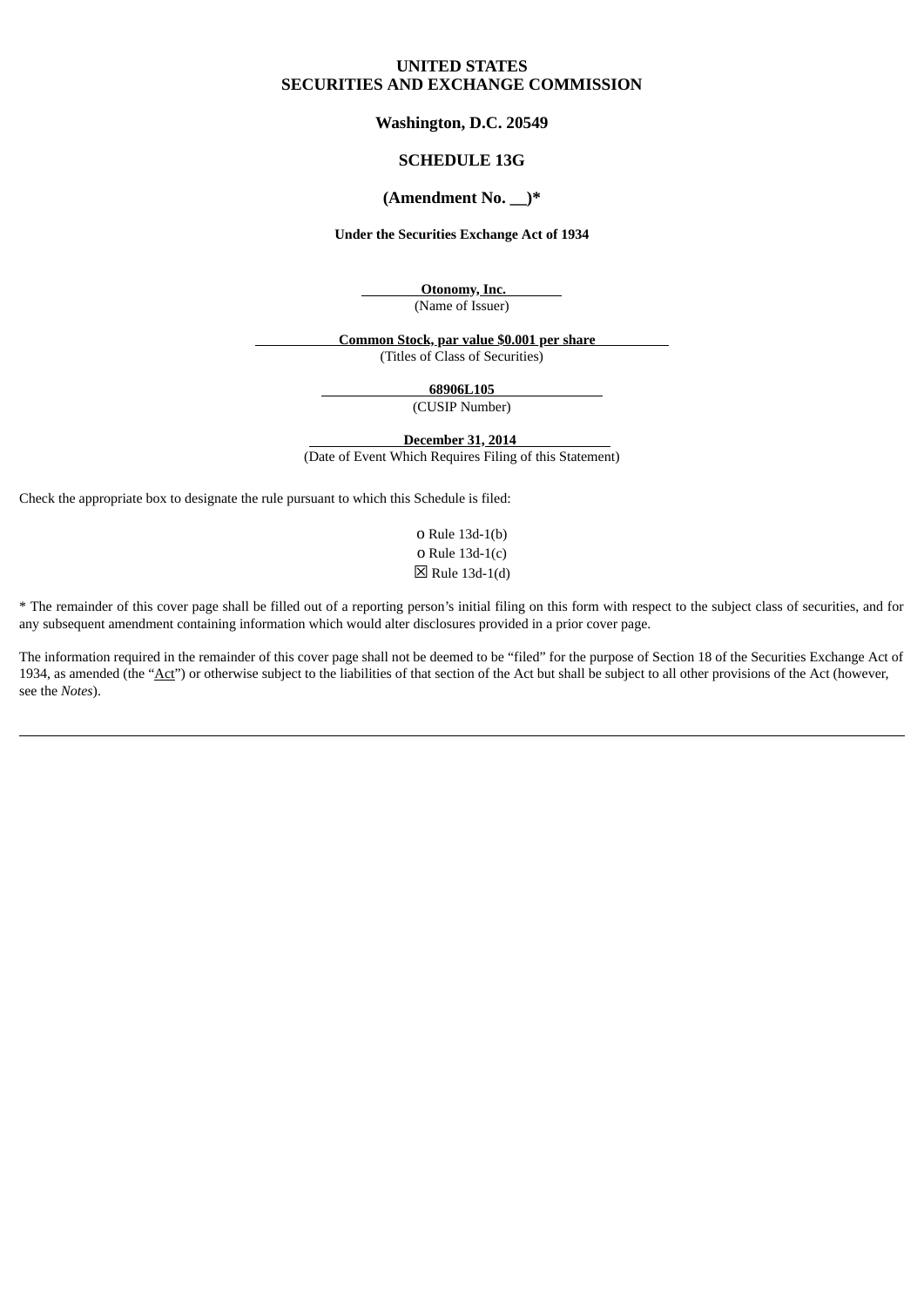**UNITED STATES**
**SECURITIES AND EXCHANGE COMMISSION**

**Washington, D.C. 20549**

**SCHEDULE 13G**

**(Amendment No. __)***

**Under the Securities Exchange Act of 1934**

**Otonomy, Inc.**
(Name of Issuer)

**Common Stock, par value $0.001 per share**
(Titles of Class of Securities)

**68906L105**
(CUSIP Number)

**December 31, 2014**
(Date of Event Which Requires Filing of this Statement)

Check the appropriate box to designate the rule pursuant to which this Schedule is filed:

o Rule 13d-1(b)
o Rule 13d-1(c)
☒ Rule 13d-1(d)

* The remainder of this cover page shall be filled out of a reporting person's initial filing on this form with respect to the subject class of securities, and for any subsequent amendment containing information which would alter disclosures provided in a prior cover page.

The information required in the remainder of this cover page shall not be deemed to be "filed" for the purpose of Section 18 of the Securities Exchange Act of 1934, as amended (the "Act") or otherwise subject to the liabilities of that section of the Act but shall be subject to all other provisions of the Act (however, see the *Notes*).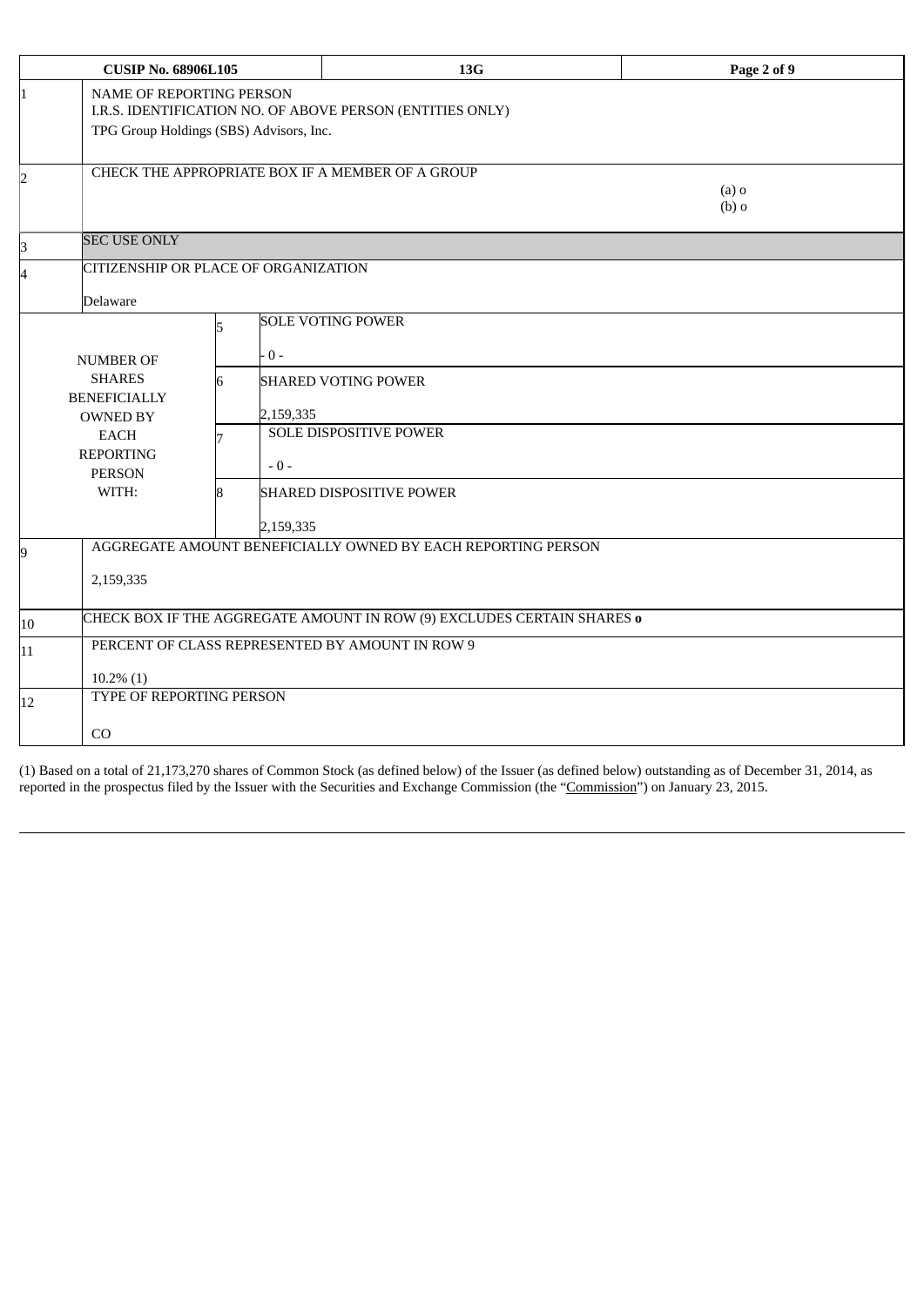| CUSIP No. 68906L105 | | 13G | |
|---|---|---|---|
| 1 | NAME OF REPORTING PERSON<br>I.R.S. IDENTIFICATION NO. OF ABOVE PERSON (ENTITIES ONLY)<br>TPG Group Holdings (SBS) Advisors, Inc. | | |
| 2 | CHECK THE APPROPRIATE BOX IF A MEMBER OF A GROUP | | (a) o<br>(b) o |
| 3 | SEC USE ONLY | | |
| 4 | CITIZENSHIP OR PLACE OF ORGANIZATION<br>Delaware | | |
| NUMBER OF SHARES BENEFICIALLY OWNED BY EACH REPORTING PERSON WITH: | 5 | SOLE VOTING POWER<br>- 0 - | |
| | 6 | SHARED VOTING POWER<br>2,159,335 | |
| | 7 | SOLE DISPOSITIVE POWER<br>- 0 - | |
| | 8 | SHARED DISPOSITIVE POWER<br>2,159,335 | |
| 9 | AGGREGATE AMOUNT BENEFICIALLY OWNED BY EACH REPORTING PERSON<br>2,159,335 | | |
| 10 | CHECK BOX IF THE AGGREGATE AMOUNT IN ROW (9) EXCLUDES CERTAIN SHARES **o** | | |
| 11 | PERCENT OF CLASS REPRESENTED BY AMOUNT IN ROW 9<br>10.2% (1) | | |
| 12 | TYPE OF REPORTING PERSON<br>CO | | |

(1) Based on a total of 21,173,270 shares of Common Stock (as defined below) of the Issuer (as defined below) outstanding as of December 31, 2014, as reported in the prospectus filed by the Issuer with the Securities and Exchange Commission (the "Commission") on January 23, 2015.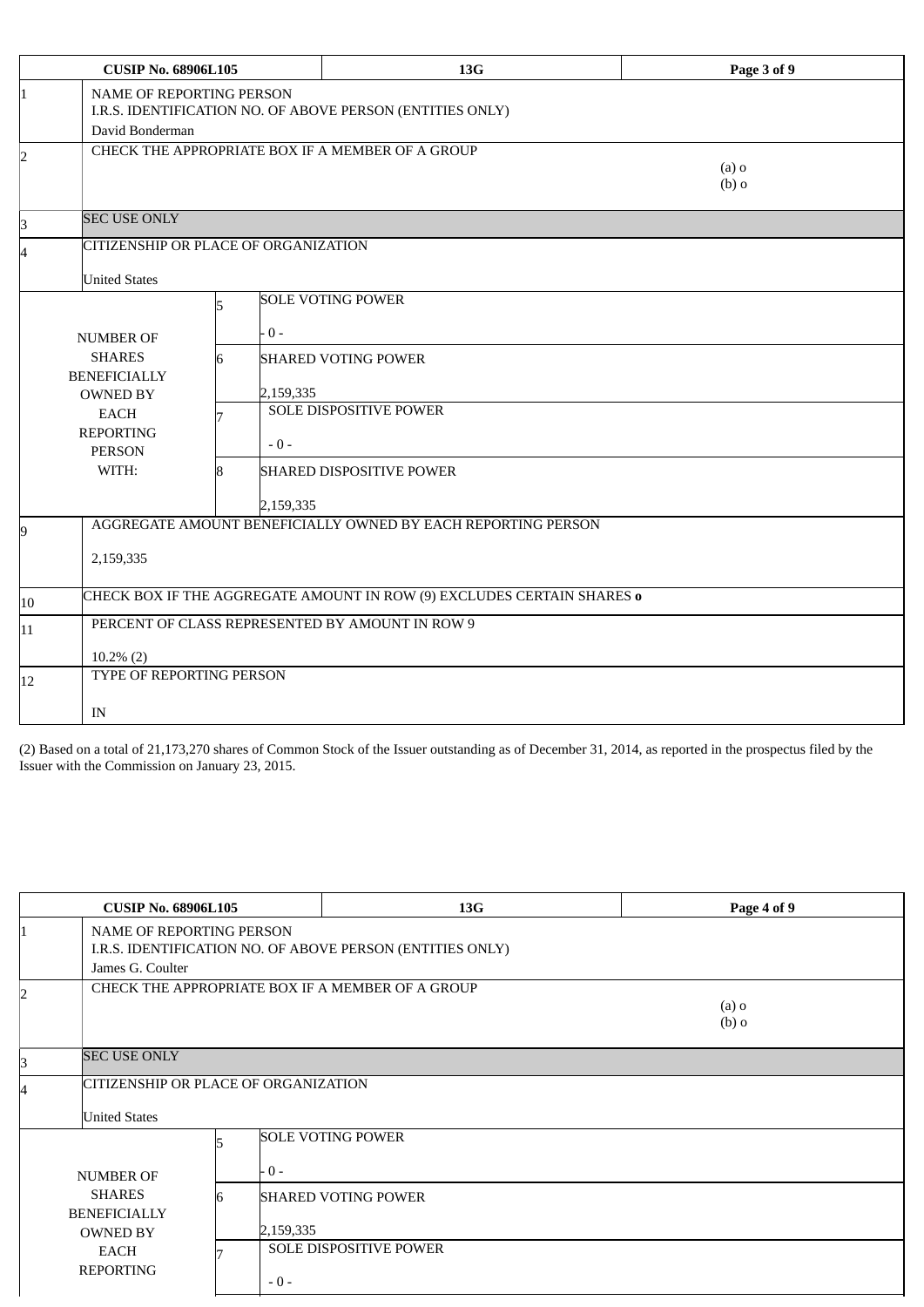| CUSIP No. 68906L105 | | 13G | | Page 3 of 9 |
|---|---|---|---|---|
| 1 | NAME OF REPORTING PERSON<br>I.R.S. IDENTIFICATION NO. OF ABOVE PERSON (ENTITIES ONLY)<br>David Bonderman | | | |
| 2 | CHECK THE APPROPRIATE BOX IF A MEMBER OF A GROUP | | | (a) o<br>(b) o |
| 3 | SEC USE ONLY | | | |
| 4 | CITIZENSHIP OR PLACE OF ORGANIZATION<br><br>United States | | | |
| NUMBER OF SHARES BENEFICIALLY OWNED BY EACH REPORTING PERSON WITH: | 5 | SOLE VOTING POWER<br><br>- 0 - | | |
| | 6 | SHARED VOTING POWER<br><br>2,159,335 | | |
| | 7 | SOLE DISPOSITIVE POWER<br><br>- 0 - | | |
| | 8 | SHARED DISPOSITIVE POWER<br><br>2,159,335 | | |
| 9 | AGGREGATE AMOUNT BENEFICIALLY OWNED BY EACH REPORTING PERSON<br><br>2,159,335 | | | |
| 10 | CHECK BOX IF THE AGGREGATE AMOUNT IN ROW (9) EXCLUDES CERTAIN SHARES **o** | | | |
| 11 | PERCENT OF CLASS REPRESENTED BY AMOUNT IN ROW 9<br><br>10.2% (2) | | | |
| 12 | TYPE OF REPORTING PERSON<br><br>IN | | | |

(2) Based on a total of 21,173,270 shares of Common Stock of the Issuer outstanding as of December 31, 2014, as reported in the prospectus filed by the Issuer with the Commission on January 23, 2015.

| CUSIP No. 68906L105 | | 13G | | Page 4 of 9 |
|---|---|---|---|---|
| 1 | NAME OF REPORTING PERSON<br>I.R.S. IDENTIFICATION NO. OF ABOVE PERSON (ENTITIES ONLY)<br>James G. Coulter | | | |
| 2 | CHECK THE APPROPRIATE BOX IF A MEMBER OF A GROUP | | | (a) o<br>(b) o |
| 3 | SEC USE ONLY | | | |
| 4 | CITIZENSHIP OR PLACE OF ORGANIZATION<br><br>United States | | | |
| NUMBER OF SHARES BENEFICIALLY OWNED BY EACH REPORTING | 5 | SOLE VOTING POWER<br><br>- 0 - | | |
| | 6 | SHARED VOTING POWER<br><br>2,159,335 | | |
| | 7 | SOLE DISPOSITIVE POWER<br><br>- 0 - | | |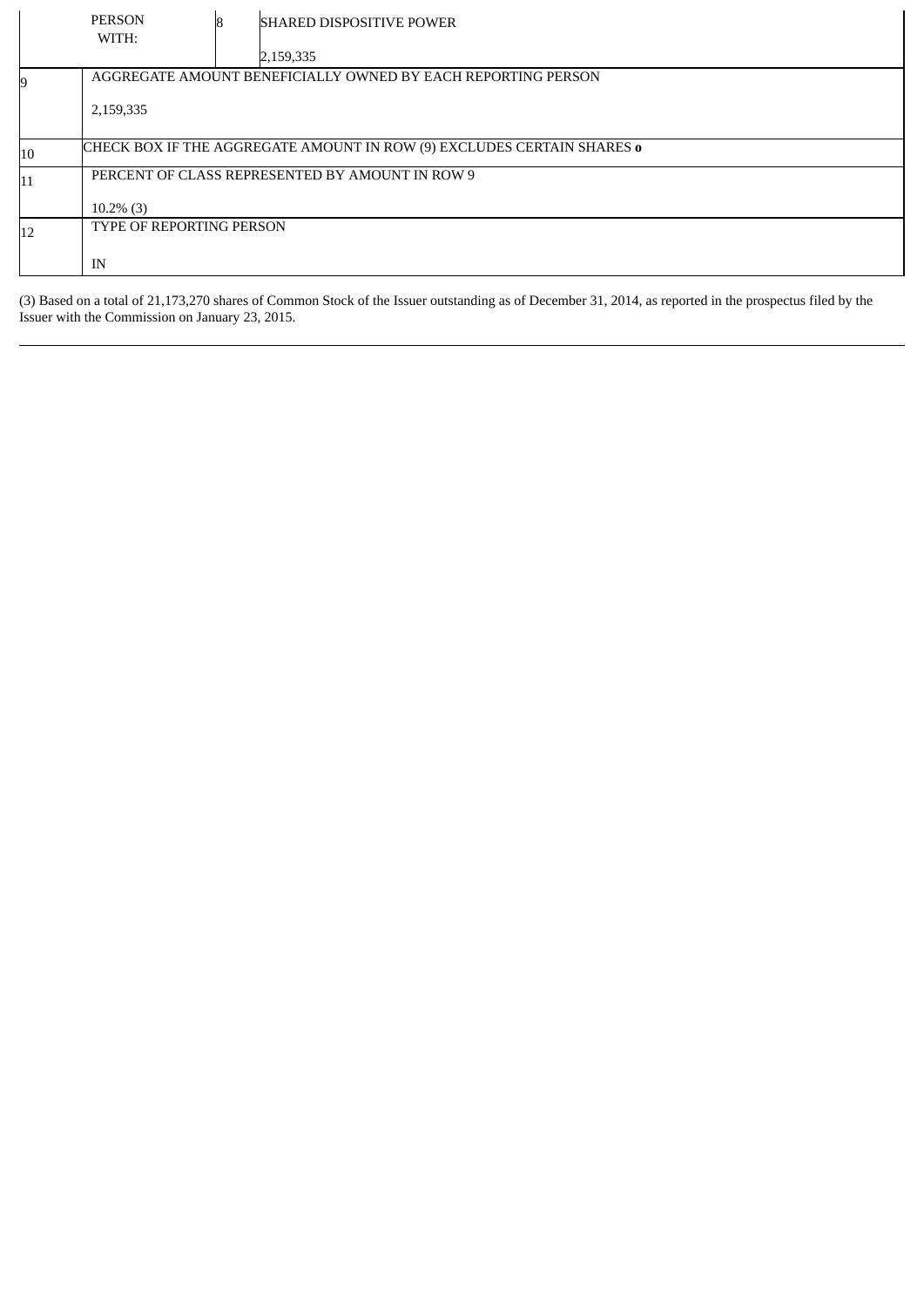| | | | |
|---|---|---|---|
| | PERSON WITH: | 8 | SHARED DISPOSITIVE POWER<br><br>2,159,335 |
| 9 | AGGREGATE AMOUNT BENEFICIALLY OWNED BY EACH REPORTING PERSON<br><br>2,159,335 | | |
| 10 | CHECK BOX IF THE AGGREGATE AMOUNT IN ROW (9) EXCLUDES CERTAIN SHARES **o** | | |
| 11 | PERCENT OF CLASS REPRESENTED BY AMOUNT IN ROW 9<br><br>10.2% (3) | | |
| 12 | TYPE OF REPORTING PERSON<br><br>IN | | |

(3) Based on a total of 21,173,270 shares of Common Stock of the Issuer outstanding as of December 31, 2014, as reported in the prospectus filed by the Issuer with the Commission on January 23, 2015.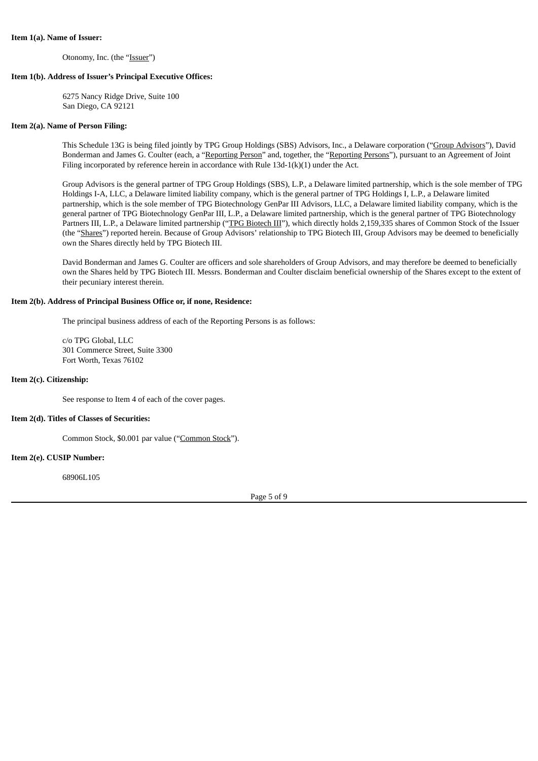**Item 1(a). Name of Issuer:**

Otonomy, Inc. (the "Issuer")

**Item 1(b). Address of Issuer's Principal Executive Offices:**

6275 Nancy Ridge Drive, Suite 100
San Diego, CA 92121

**Item 2(a). Name of Person Filing:**

This Schedule 13G is being filed jointly by TPG Group Holdings (SBS) Advisors, Inc., a Delaware corporation ("Group Advisors"), David Bonderman and James G. Coulter (each, a "Reporting Person" and, together, the "Reporting Persons"), pursuant to an Agreement of Joint Filing incorporated by reference herein in accordance with Rule 13d-1(k)(1) under the Act.

Group Advisors is the general partner of TPG Group Holdings (SBS), L.P., a Delaware limited partnership, which is the sole member of TPG Holdings I-A, LLC, a Delaware limited liability company, which is the general partner of TPG Holdings I, L.P., a Delaware limited partnership, which is the sole member of TPG Biotechnology GenPar III Advisors, LLC, a Delaware limited liability company, which is the general partner of TPG Biotechnology GenPar III, L.P., a Delaware limited partnership, which is the general partner of TPG Biotechnology Partners III, L.P., a Delaware limited partnership ("TPG Biotech III"), which directly holds 2,159,335 shares of Common Stock of the Issuer (the "Shares") reported herein. Because of Group Advisors' relationship to TPG Biotech III, Group Advisors may be deemed to beneficially own the Shares directly held by TPG Biotech III.

David Bonderman and James G. Coulter are officers and sole shareholders of Group Advisors, and may therefore be deemed to beneficially own the Shares held by TPG Biotech III. Messrs. Bonderman and Coulter disclaim beneficial ownership of the Shares except to the extent of their pecuniary interest therein.

**Item 2(b). Address of Principal Business Office or, if none, Residence:**

The principal business address of each of the Reporting Persons is as follows:

c/o TPG Global, LLC
301 Commerce Street, Suite 3300
Fort Worth, Texas 76102

**Item 2(c). Citizenship:**

See response to Item 4 of each of the cover pages.

**Item 2(d). Titles of Classes of Securities:**

Common Stock, $0.001 par value ("Common Stock").

**Item 2(e). CUSIP Number:**

68906L105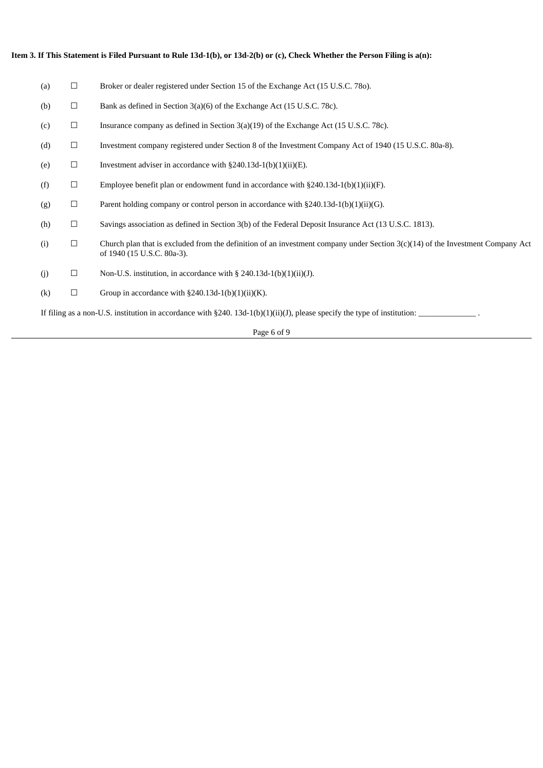**Item 3. If This Statement is Filed Pursuant to Rule 13d-1(b), or 13d-2(b) or (c), Check Whether the Person Filing is a(n):**

(a) ☐ Broker or dealer registered under Section 15 of the Exchange Act (15 U.S.C. 78o).

(b) ☐ Bank as defined in Section 3(a)(6) of the Exchange Act (15 U.S.C. 78c).

(c) ☐ Insurance company as defined in Section 3(a)(19) of the Exchange Act (15 U.S.C. 78c).

(d) ☐ Investment company registered under Section 8 of the Investment Company Act of 1940 (15 U.S.C. 80a-8).

(e) ☐ Investment adviser in accordance with §240.13d-1(b)(1)(ii)(E).

(f) ☐ Employee benefit plan or endowment fund in accordance with §240.13d-1(b)(1)(ii)(F).

(g) ☐ Parent holding company or control person in accordance with §240.13d-1(b)(1)(ii)(G).

(h) ☐ Savings association as defined in Section 3(b) of the Federal Deposit Insurance Act (13 U.S.C. 1813).

(i) ☐ Church plan that is excluded from the definition of an investment company under Section 3(c)(14) of the Investment Company Act of 1940 (15 U.S.C. 80a-3).

(j) ☐ Non-U.S. institution, in accordance with § 240.13d-1(b)(1)(ii)(J).

(k) ☐ Group in accordance with §240.13d-1(b)(1)(ii)(K).

If filing as a non-U.S. institution in accordance with §240. 13d-1(b)(1)(ii)(J), please specify the type of institution: ______________ .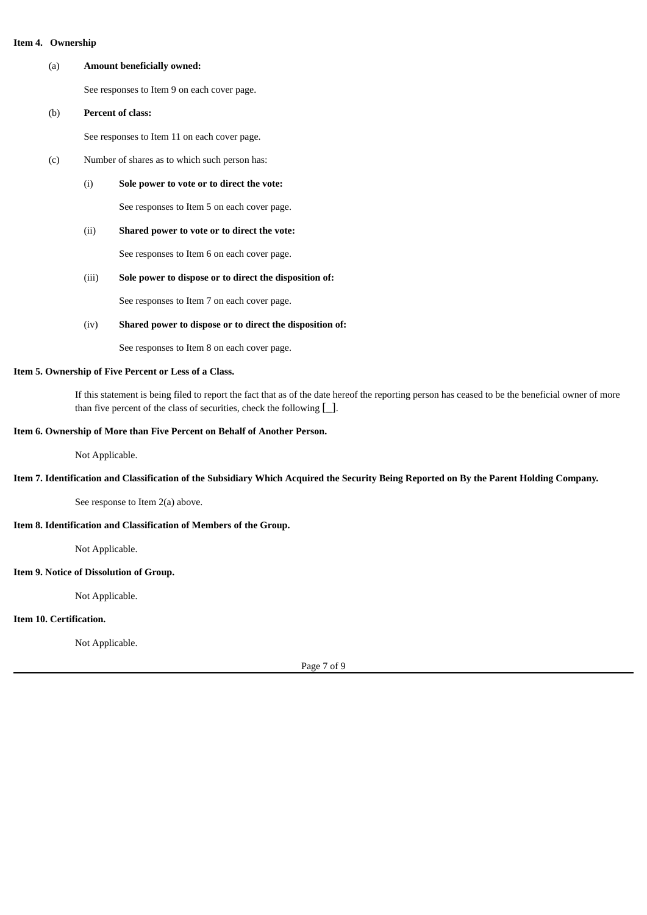**Item 4. Ownership**

(a) **Amount beneficially owned:**

See responses to Item 9 on each cover page.

(b) **Percent of class:**

See responses to Item 11 on each cover page.

(c) Number of shares as to which such person has:

(i) **Sole power to vote or to direct the vote:**

See responses to Item 5 on each cover page.

(ii) **Shared power to vote or to direct the vote:**

See responses to Item 6 on each cover page.

(iii) **Sole power to dispose or to direct the disposition of:**

See responses to Item 7 on each cover page.

(iv) **Shared power to dispose or to direct the disposition of:**

See responses to Item 8 on each cover page.

**Item 5. Ownership of Five Percent or Less of a Class.**

If this statement is being filed to report the fact that as of the date hereof the reporting person has ceased to be the beneficial owner of more than five percent of the class of securities, check the following [_].

**Item 6. Ownership of More than Five Percent on Behalf of Another Person.**

Not Applicable.

**Item 7. Identification and Classification of the Subsidiary Which Acquired the Security Being Reported on By the Parent Holding Company.**

See response to Item 2(a) above.

**Item 8. Identification and Classification of Members of the Group.**

Not Applicable.

**Item 9. Notice of Dissolution of Group.**

Not Applicable.

**Item 10. Certification.**

Not Applicable.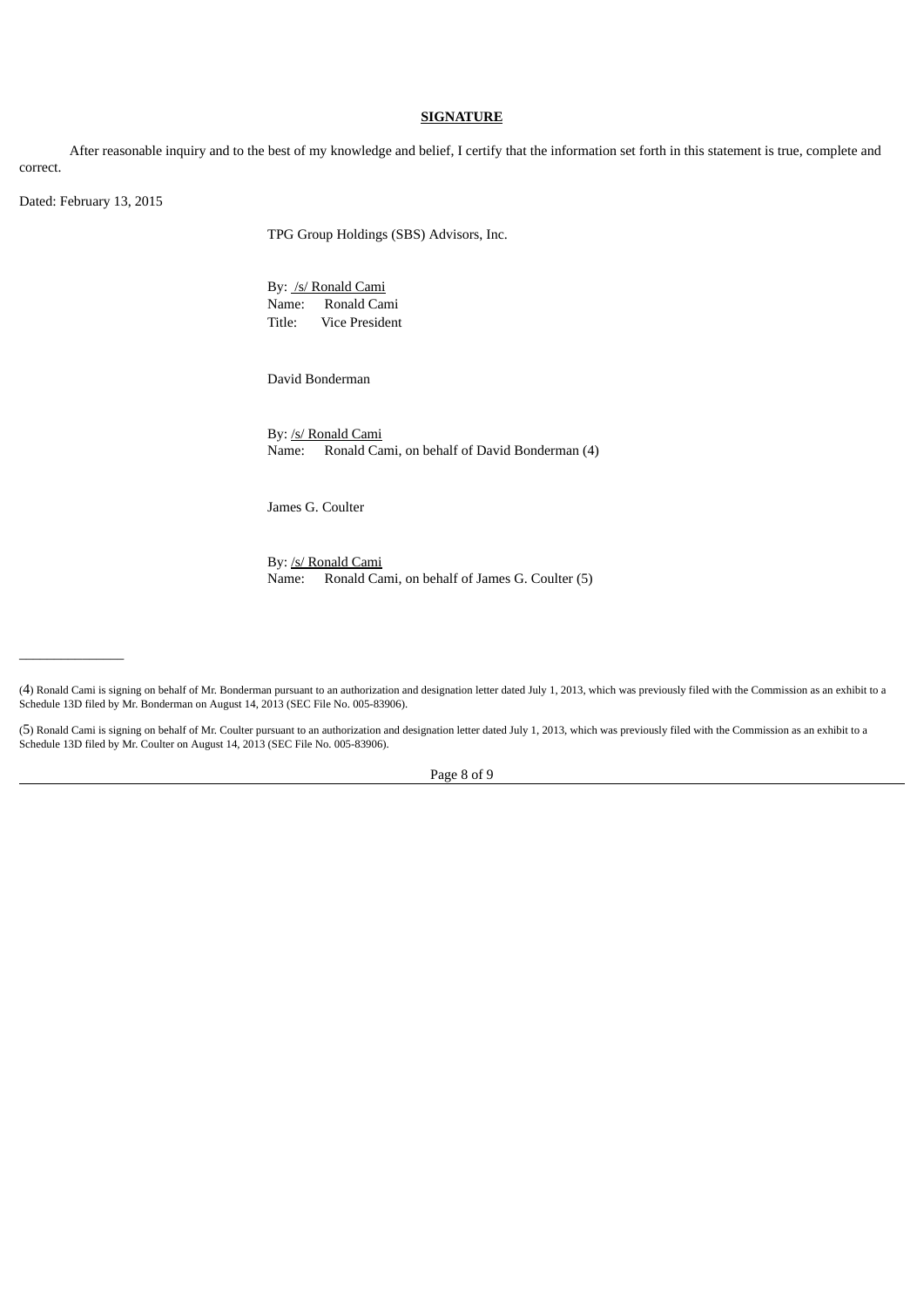**SIGNATURE**

After reasonable inquiry and to the best of my knowledge and belief, I certify that the information set forth in this statement is true, complete and correct.

Dated: February 13, 2015

TPG Group Holdings (SBS) Advisors, Inc.

By: /s/ Ronald Cami
Name: Ronald Cami
Title: Vice President

David Bonderman

By: /s/ Ronald Cami
Name: Ronald Cami, on behalf of David Bonderman (4)

James G. Coulter

By: /s/ Ronald Cami
Name: Ronald Cami, on behalf of James G. Coulter (5)

---

(4) Ronald Cami is signing on behalf of Mr. Bonderman pursuant to an authorization and designation letter dated July 1, 2013, which was previously filed with the Commission as an exhibit to a Schedule 13D filed by Mr. Bonderman on August 14, 2013 (SEC File No. 005-83906).

(5) Ronald Cami is signing on behalf of Mr. Coulter pursuant to an authorization and designation letter dated July 1, 2013, which was previously filed with the Commission as an exhibit to a Schedule 13D filed by Mr. Coulter on August 14, 2013 (SEC File No. 005-83906).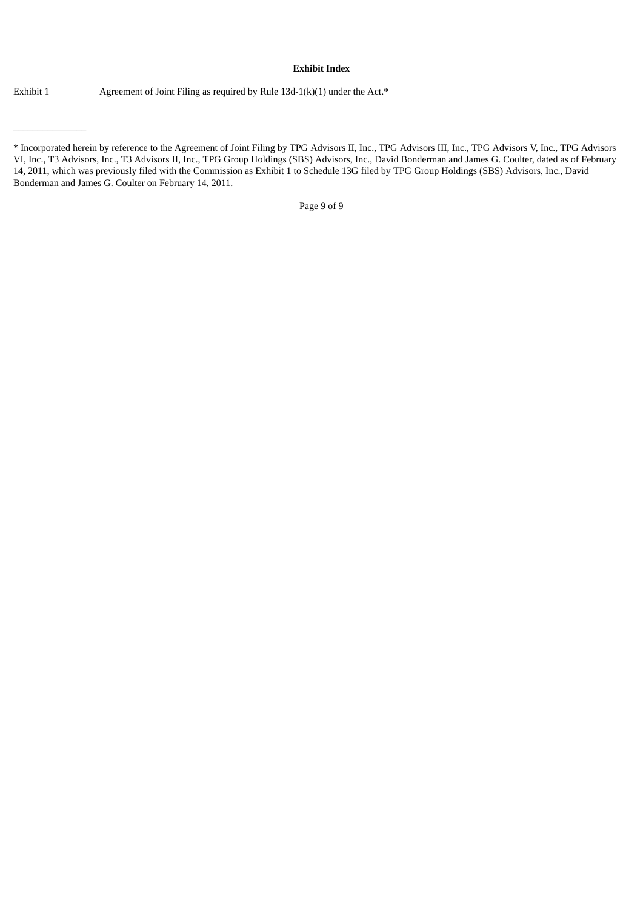**Exhibit Index**

| | |
|---|---|
| Exhibit 1 | Agreement of Joint Filing as required by Rule 13d-1(k)(1) under the Act.* |

---

* Incorporated herein by reference to the Agreement of Joint Filing by TPG Advisors II, Inc., TPG Advisors III, Inc., TPG Advisors V, Inc., TPG Advisors VI, Inc., T3 Advisors, Inc., T3 Advisors II, Inc., TPG Group Holdings (SBS) Advisors, Inc., David Bonderman and James G. Coulter, dated as of February 14, 2011, which was previously filed with the Commission as Exhibit 1 to Schedule 13G filed by TPG Group Holdings (SBS) Advisors, Inc., David Bonderman and James G. Coulter on February 14, 2011.